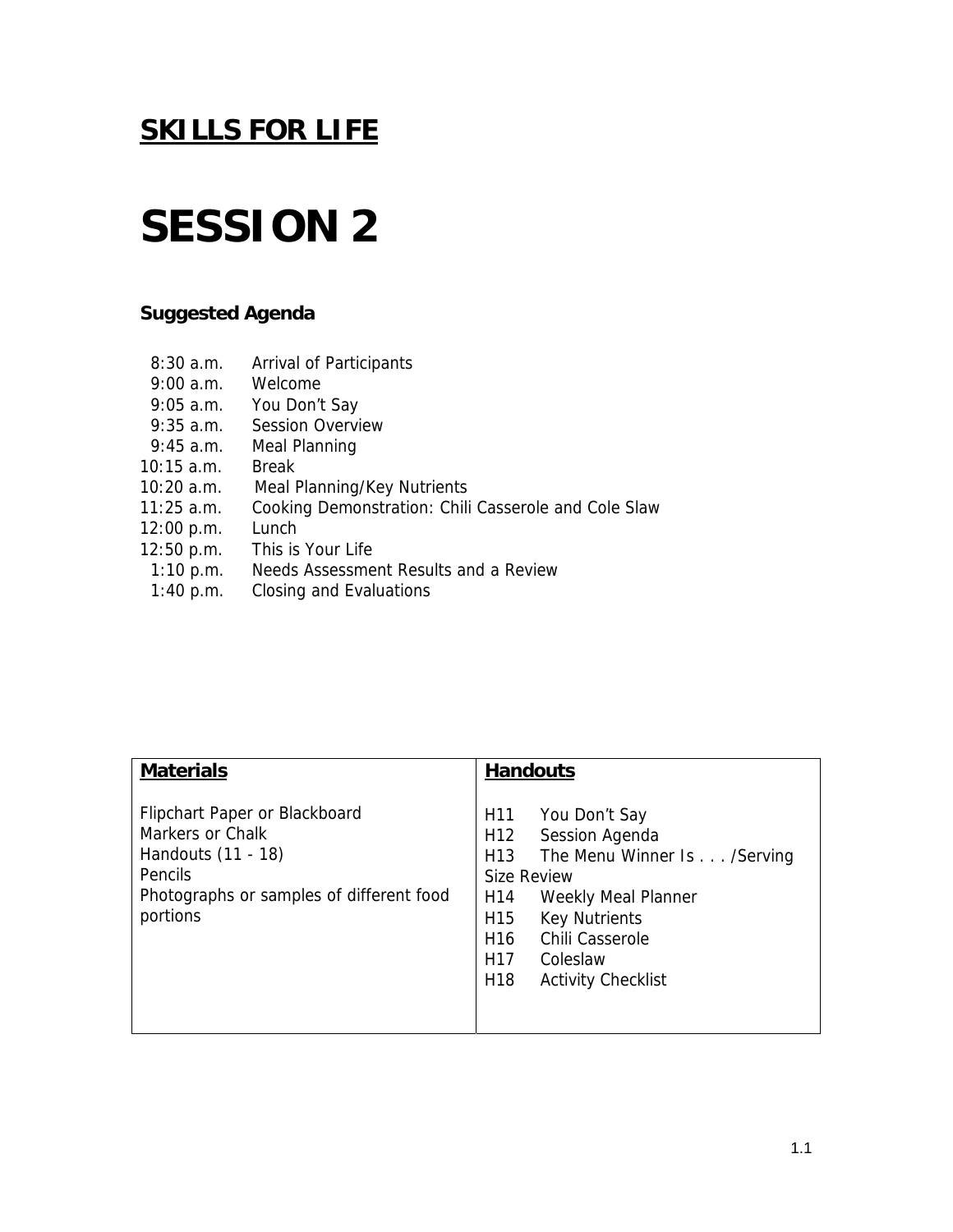# SKILLS FOR LIFE

# SESSION 2

### Suggested Agenda

| | |
|---|---|
| 8:30 a.m. | Arrival of Participants |
| 9:00 a.m. | Welcome |
| 9:05 a.m. | You Don't Say |
| 9:35 a.m. | Session Overview |
| 9:45 a.m. | Meal Planning |
| 10:15 a.m. | Break |
| 10:20 a.m. | Meal Planning/Key Nutrients |
| 11:25 a.m. | Cooking Demonstration: Chili Casserole and Cole Slaw |
| 12:00 p.m. | Lunch |
| 12:50 p.m. | This is Your Life |
| 1:10 p.m. | Needs Assessment Results and a Review |
| 1:40 p.m. | Closing and Evaluations |

| **Materials** | **Handouts** |
|---|---|
| Flipchart Paper or Blackboard<br>Markers or Chalk<br>Handouts (11 - 18)<br>Pencils<br>Photographs or samples of different food portions | H11 You Don't Say<br>H12 Session Agenda<br>H13 The Menu Winner Is . . . /Serving Size Review<br>H14 Weekly Meal Planner<br>H15 Key Nutrients<br>H16 Chili Casserole<br>H17 Coleslaw<br>H18 Activity Checklist |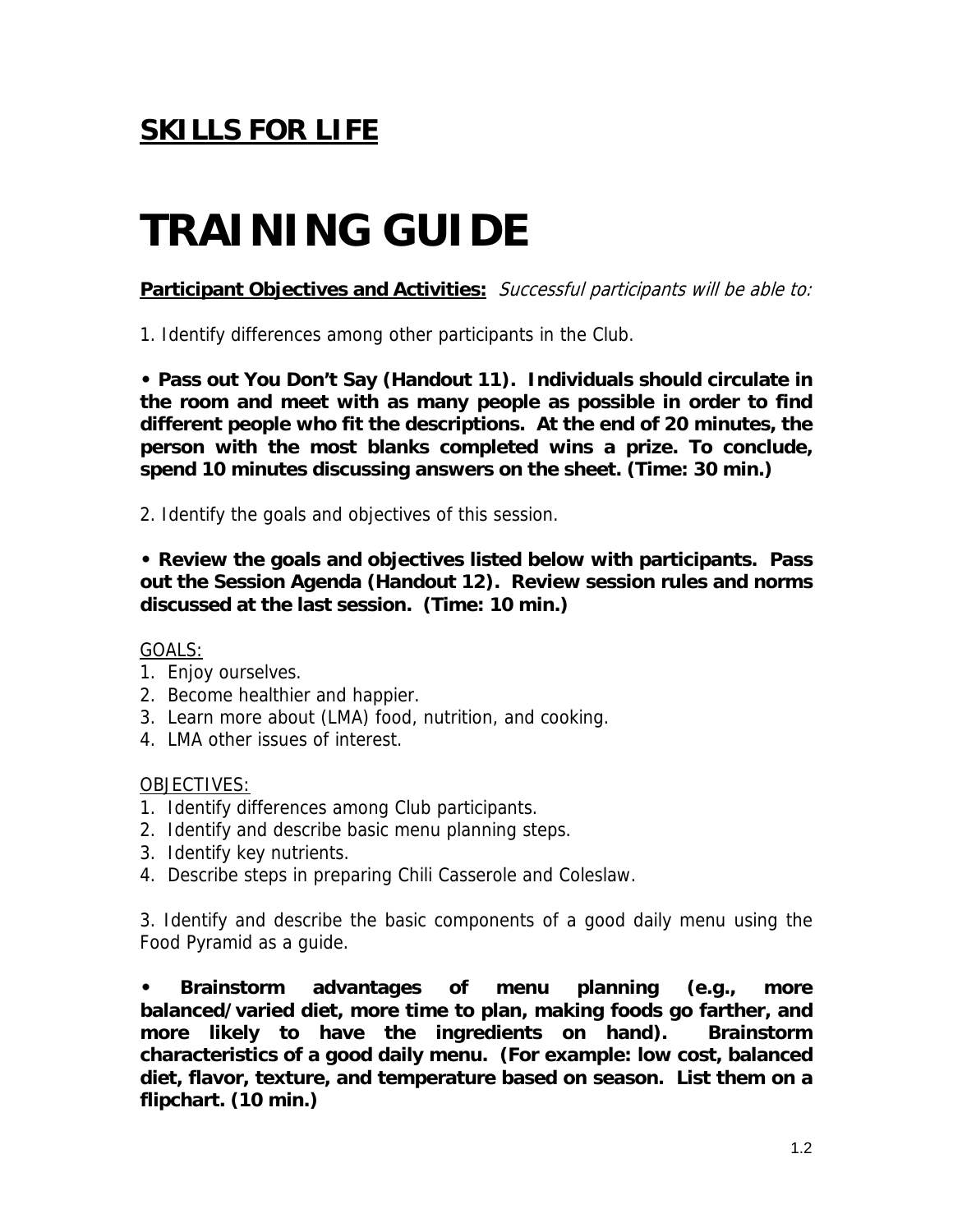## **SKILLS FOR LIFE**

# TRAINING GUIDE

**Participant Objectives and Activities:** *Successful participants will be able to:*

1. Identify differences among other participants in the Club.

**• Pass out You Don't Say (Handout 11). Individuals should circulate in the room and meet with as many people as possible in order to find different people who fit the descriptions. At the end of 20 minutes, the person with the most blanks completed wins a prize. To conclude, spend 10 minutes discussing answers on the sheet. (Time: 30 min.)**

2. Identify the goals and objectives of this session.

**• Review the goals and objectives listed below with participants. Pass out the Session Agenda (Handout 12). Review session rules and norms discussed at the last session. (Time: 10 min.)**

GOALS:

1. Enjoy ourselves.
2. Become healthier and happier.
3. Learn more about (LMA) food, nutrition, and cooking.
4. LMA other issues of interest.

OBJECTIVES:

1. Identify differences among Club participants.
2. Identify and describe basic menu planning steps.
3. Identify key nutrients.
4. Describe steps in preparing Chili Casserole and Coleslaw.

3. Identify and describe the basic components of a good daily menu using the Food Pyramid as a guide.

**• Brainstorm advantages of menu planning (e.g., more balanced/varied diet, more time to plan, making foods go farther, and more likely to have the ingredients on hand). Brainstorm characteristics of a good daily menu. (For example: low cost, balanced diet, flavor, texture, and temperature based on season. List them on a flipchart. (10 min.)**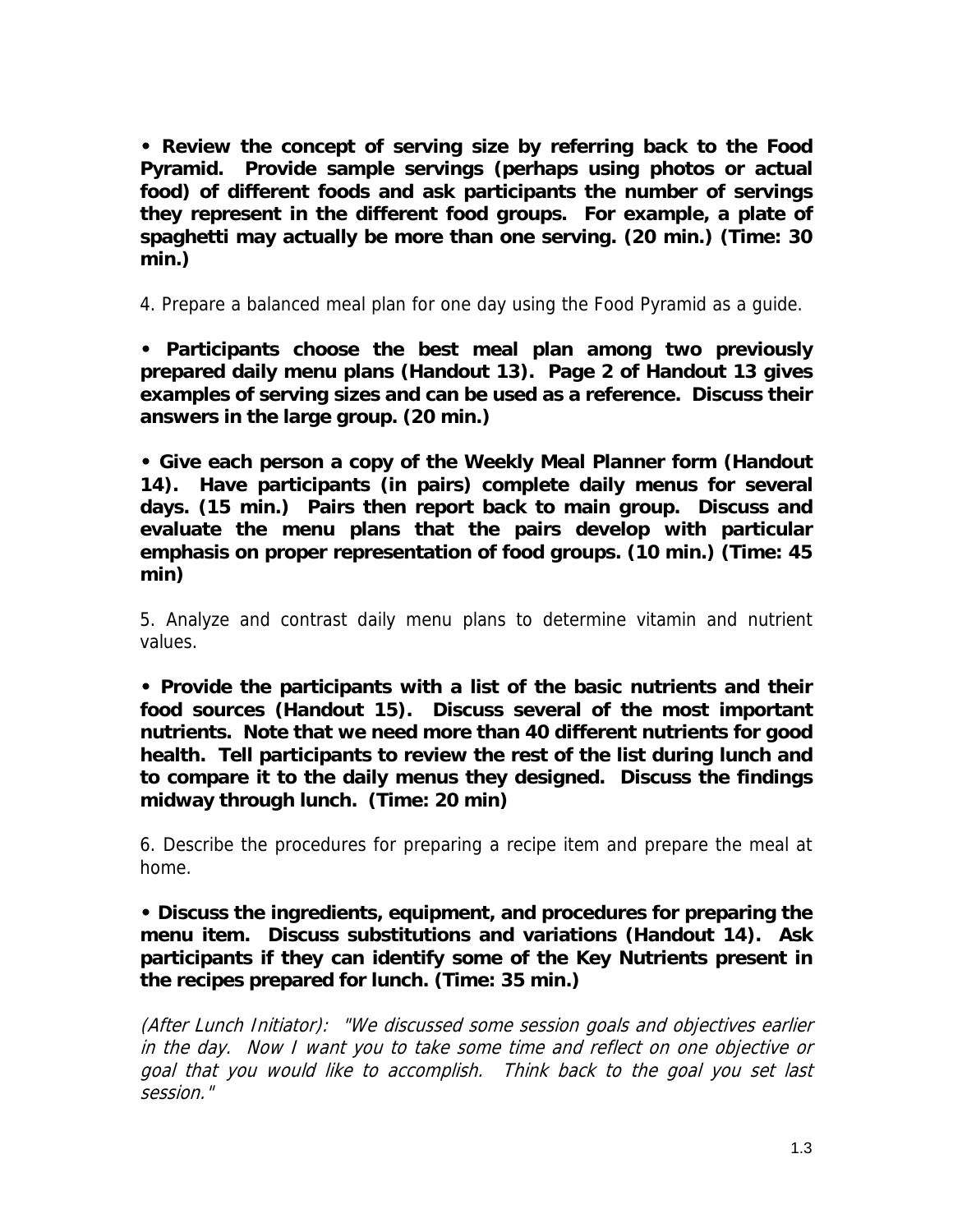**• Review the concept of serving size by referring back to the Food Pyramid. Provide sample servings (perhaps using photos or actual food) of different foods and ask participants the number of servings they represent in the different food groups. For example, a plate of spaghetti may actually be more than one serving. (20 min.) (Time: 30 min.)**

4. Prepare a balanced meal plan for one day using the Food Pyramid as a guide.

**• Participants choose the best meal plan among two previously prepared daily menu plans (Handout 13). Page 2 of Handout 13 gives examples of serving sizes and can be used as a reference. Discuss their answers in the large group. (20 min.)**

**• Give each person a copy of the Weekly Meal Planner form (Handout 14). Have participants (in pairs) complete daily menus for several days. (15 min.) Pairs then report back to main group. Discuss and evaluate the menu plans that the pairs develop with particular emphasis on proper representation of food groups. (10 min.) (Time: 45 min)**

5. Analyze and contrast daily menu plans to determine vitamin and nutrient values.

**• Provide the participants with a list of the basic nutrients and their food sources (Handout 15). Discuss several of the most important nutrients. Note that we need more than 40 different nutrients for good health. Tell participants to review the rest of the list during lunch and to compare it to the daily menus they designed. Discuss the findings midway through lunch. (Time: 20 min)**

6. Describe the procedures for preparing a recipe item and prepare the meal at home.

**• Discuss the ingredients, equipment, and procedures for preparing the menu item. Discuss substitutions and variations (Handout 14). Ask participants if they can identify some of the Key Nutrients present in the recipes prepared for lunch. (Time: 35 min.)**

*(After Lunch Initiator): "We discussed some session goals and objectives earlier in the day. Now I want you to take some time and reflect on one objective or goal that you would like to accomplish. Think back to the goal you set last session."*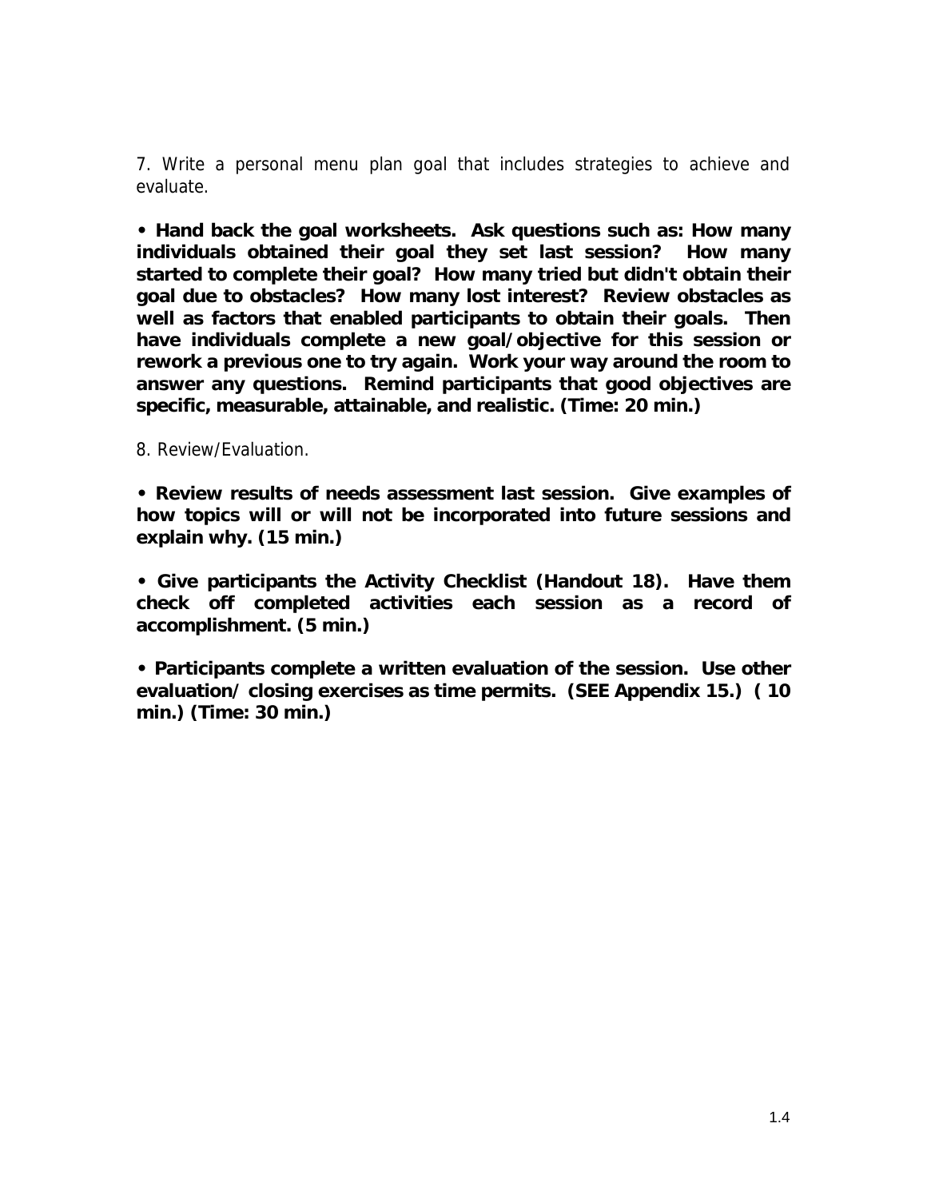7. Write a personal menu plan goal that includes strategies to achieve and evaluate.

**• Hand back the goal worksheets. Ask questions such as: How many individuals obtained their goal they set last session? How many started to complete their goal? How many tried but didn't obtain their goal due to obstacles? How many lost interest? Review obstacles as well as factors that enabled participants to obtain their goals. Then have individuals complete a new goal/objective for this session or rework a previous one to try again. Work your way around the room to answer any questions. Remind participants that good objectives are specific, measurable, attainable, and realistic. (Time: 20 min.)**

8. Review/Evaluation.

**• Review results of needs assessment last session. Give examples of how topics will or will not be incorporated into future sessions and explain why. (15 min.)**

**• Give participants the Activity Checklist (Handout 18). Have them check off completed activities each session as a record of accomplishment. (5 min.)**

**• Participants complete a written evaluation of the session. Use other evaluation/ closing exercises as time permits. (SEE Appendix 15.) ( 10 min.) (Time: 30 min.)**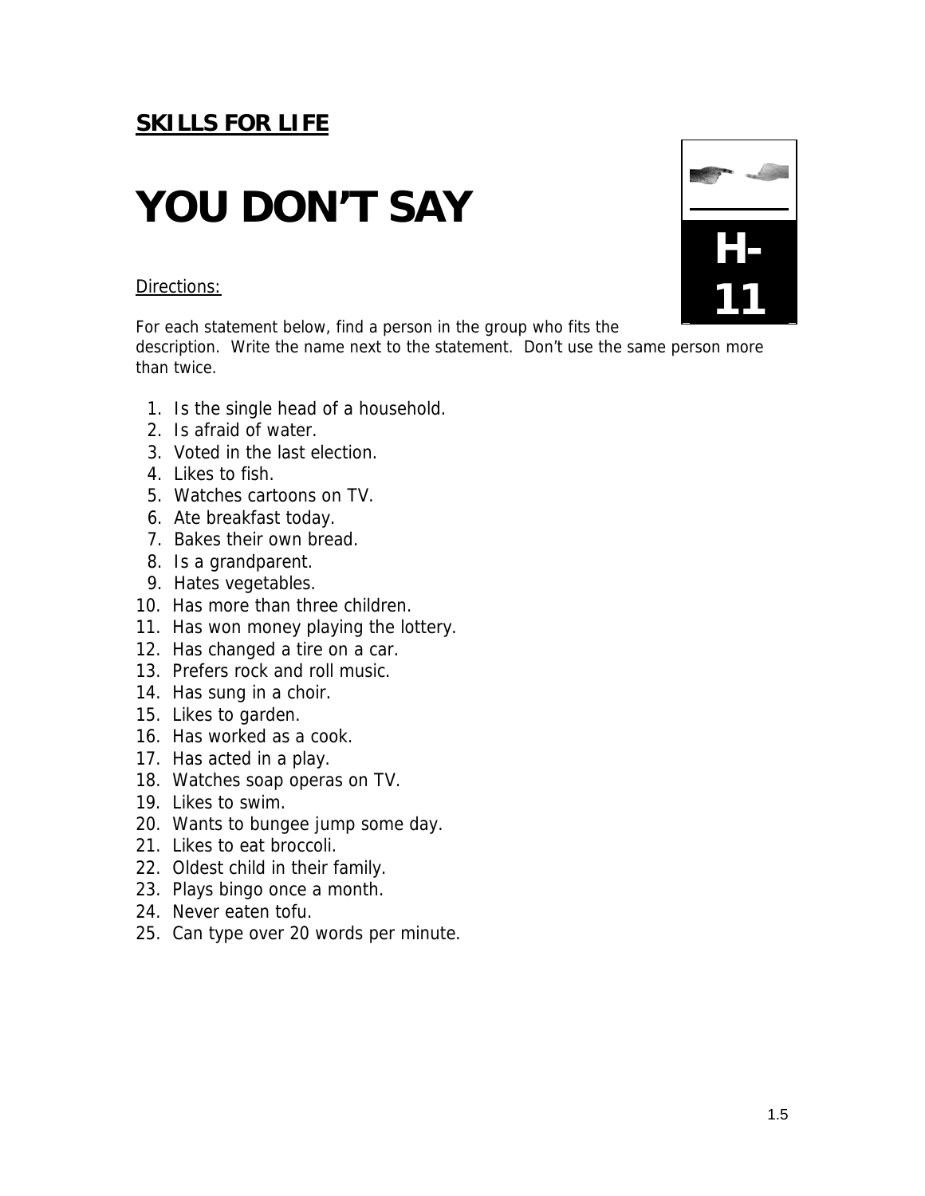**SKILLS FOR LIFE**

# YOU DON'T SAY

H-11

Directions:

For each statement below, find a person in the group who fits the description. Write the name next to the statement. Don't use the same person more than twice.

1. Is the single head of a household.
2. Is afraid of water.
3. Voted in the last election.
4. Likes to fish.
5. Watches cartoons on TV.
6. Ate breakfast today.
7. Bakes their own bread.
8. Is a grandparent.
9. Hates vegetables.
10. Has more than three children.
11. Has won money playing the lottery.
12. Has changed a tire on a car.
13. Prefers rock and roll music.
14. Has sung in a choir.
15. Likes to garden.
16. Has worked as a cook.
17. Has acted in a play.
18. Watches soap operas on TV.
19. Likes to swim.
20. Wants to bungee jump some day.
21. Likes to eat broccoli.
22. Oldest child in their family.
23. Plays bingo once a month.
24. Never eaten tofu.
25. Can type over 20 words per minute.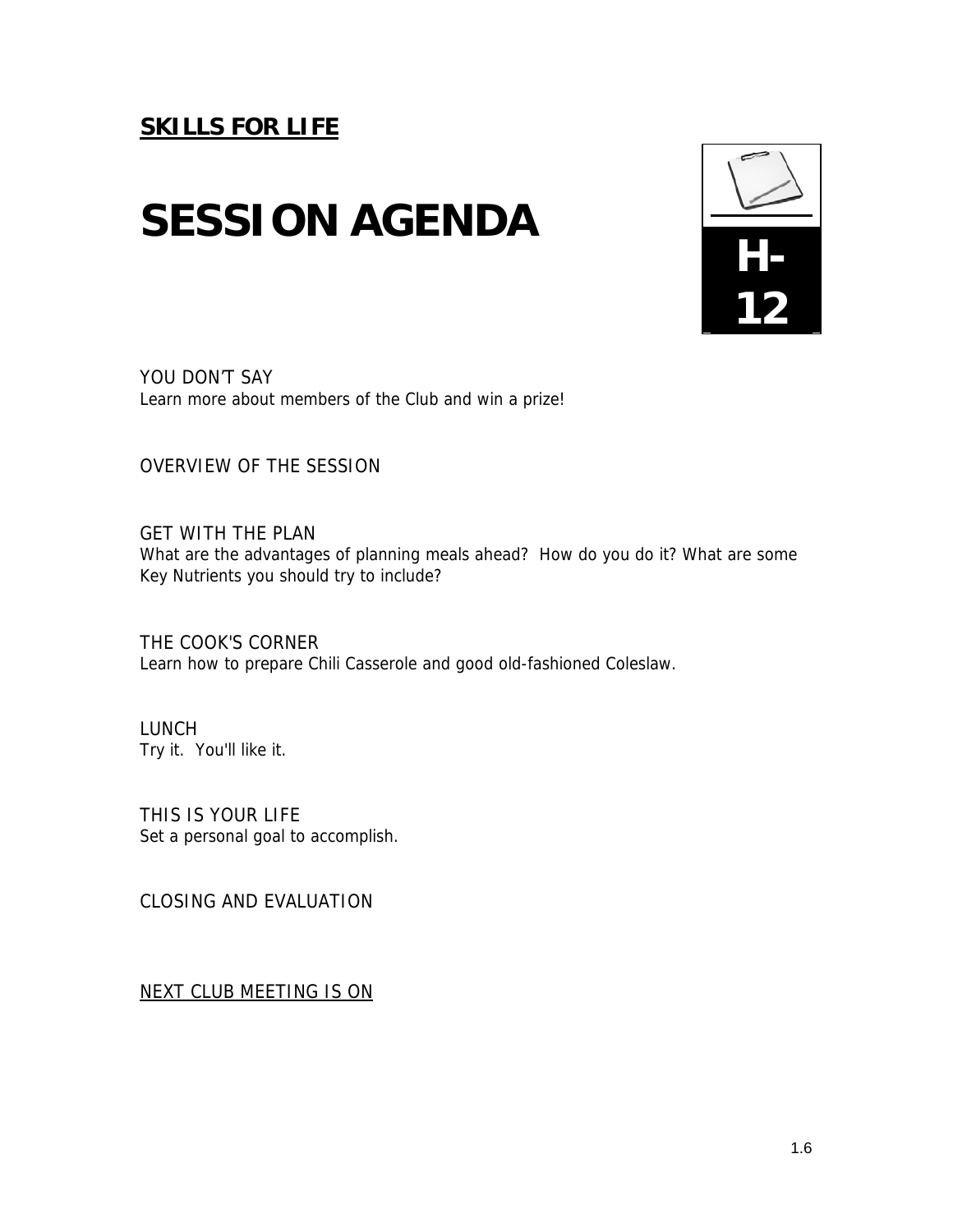**SKILLS FOR LIFE**

# SESSION AGENDA

**H-12**

YOU DON'T SAY
Learn more about members of the Club and win a prize!

OVERVIEW OF THE SESSION

GET WITH THE PLAN
What are the advantages of planning meals ahead? How do you do it? What are some Key Nutrients you should try to include?

THE COOK'S CORNER
Learn how to prepare Chili Casserole and good old-fashioned Coleslaw.

LUNCH
Try it. You'll like it.

THIS IS YOUR LIFE
Set a personal goal to accomplish.

CLOSING AND EVALUATION

NEXT CLUB MEETING IS ON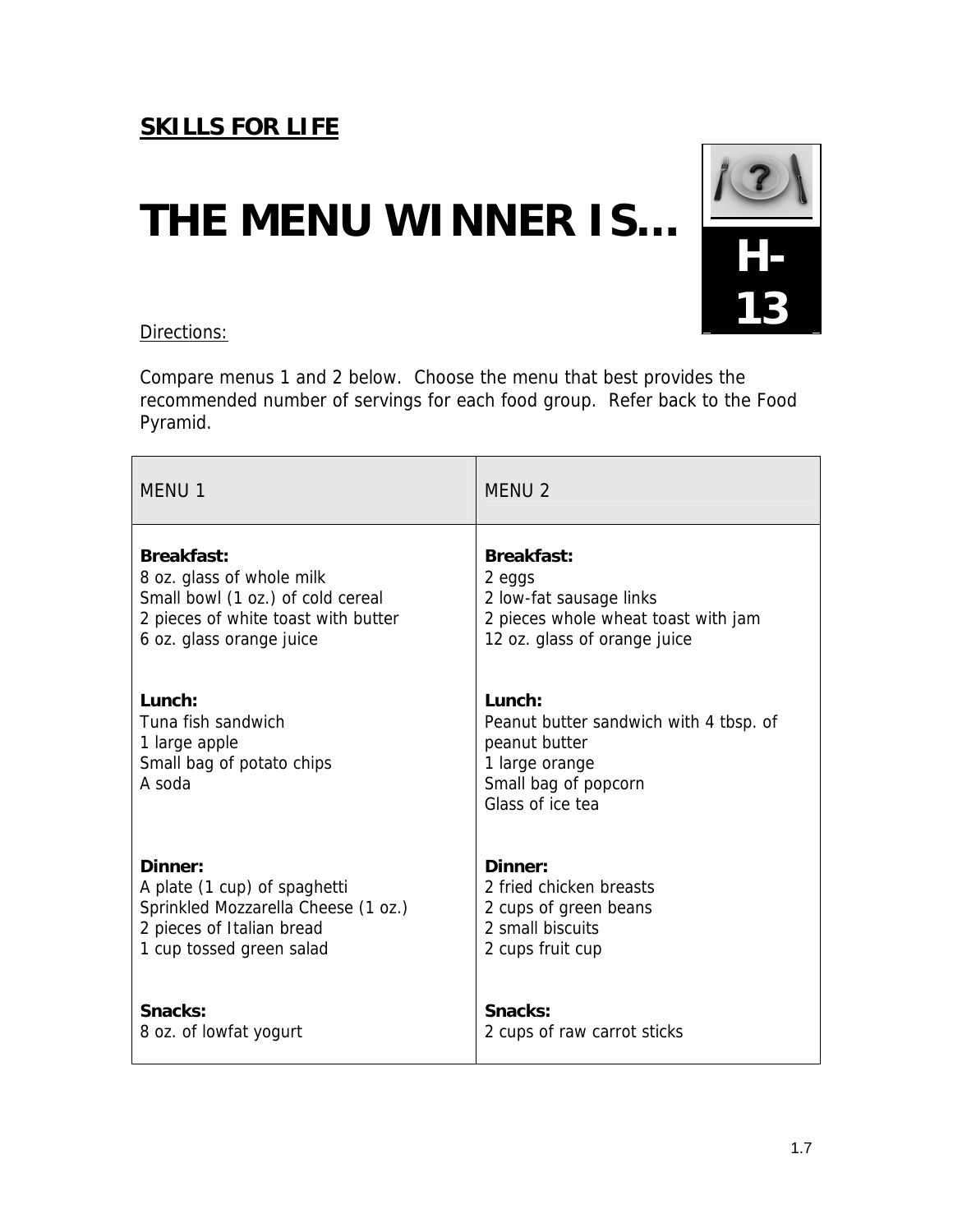**SKILLS FOR LIFE**

# THE MENU WINNER IS…

**H-13**

Directions:

Compare menus 1 and 2 below. Choose the menu that best provides the recommended number of servings for each food group. Refer back to the Food Pyramid.

| MENU 1 | MENU 2 |
| --- | --- |
| **Breakfast:**<br>8 oz. glass of whole milk<br>Small bowl (1 oz.) of cold cereal<br>2 pieces of white toast with butter<br>6 oz. glass orange juice | **Breakfast:**<br>2 eggs<br>2 low-fat sausage links<br>2 pieces whole wheat toast with jam<br>12 oz. glass of orange juice |
| **Lunch:**<br>Tuna fish sandwich<br>1 large apple<br>Small bag of potato chips<br>A soda | **Lunch:**<br>Peanut butter sandwich with 4 tbsp. of peanut butter<br>1 large orange<br>Small bag of popcorn<br>Glass of ice tea |
| **Dinner:**<br>A plate (1 cup) of spaghetti<br>Sprinkled Mozzarella Cheese (1 oz.)<br>2 pieces of Italian bread<br>1 cup tossed green salad | **Dinner:**<br>2 fried chicken breasts<br>2 cups of green beans<br>2 small biscuits<br>2 cups fruit cup |
| **Snacks:**<br>8 oz. of lowfat yogurt | **Snacks:**<br>2 cups of raw carrot sticks |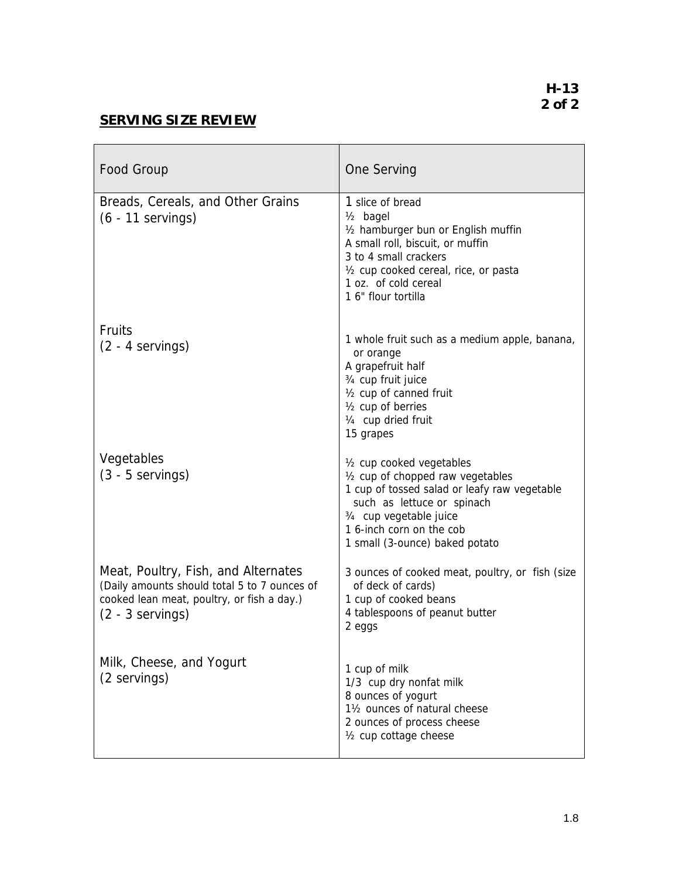## SERVING SIZE REVIEW

| Food Group | One Serving |
|---|---|
| Breads, Cereals, and Other Grains (6 - 11 servings) | 1 slice of bread<br>½ bagel<br>½ hamburger bun or English muffin<br>A small roll, biscuit, or muffin<br>3 to 4 small crackers<br>½ cup cooked cereal, rice, or pasta<br>1 oz. of cold cereal<br>1 6" flour tortilla |
| Fruits (2 - 4 servings) | 1 whole fruit such as a medium apple, banana, or orange<br>A grapefruit half<br>¾ cup fruit juice<br>½ cup of canned fruit<br>½ cup of berries<br>¼ cup dried fruit<br>15 grapes |
| Vegetables (3 - 5 servings) | ½ cup cooked vegetables<br>½ cup of chopped raw vegetables<br>1 cup of tossed salad or leafy raw vegetable such as lettuce or spinach<br>¾ cup vegetable juice<br>1 6-inch corn on the cob<br>1 small (3-ounce) baked potato |
| Meat, Poultry, Fish, and Alternates (Daily amounts should total 5 to 7 ounces of cooked lean meat, poultry, or fish a day.) (2 - 3 servings) | 3 ounces of cooked meat, poultry, or fish (size of deck of cards)<br>1 cup of cooked beans<br>4 tablespoons of peanut butter<br>2 eggs |
| Milk, Cheese, and Yogurt (2 servings) | 1 cup of milk<br>1/3 cup dry nonfat milk<br>8 ounces of yogurt<br>1½ ounces of natural cheese<br>2 ounces of process cheese<br>½ cup cottage cheese |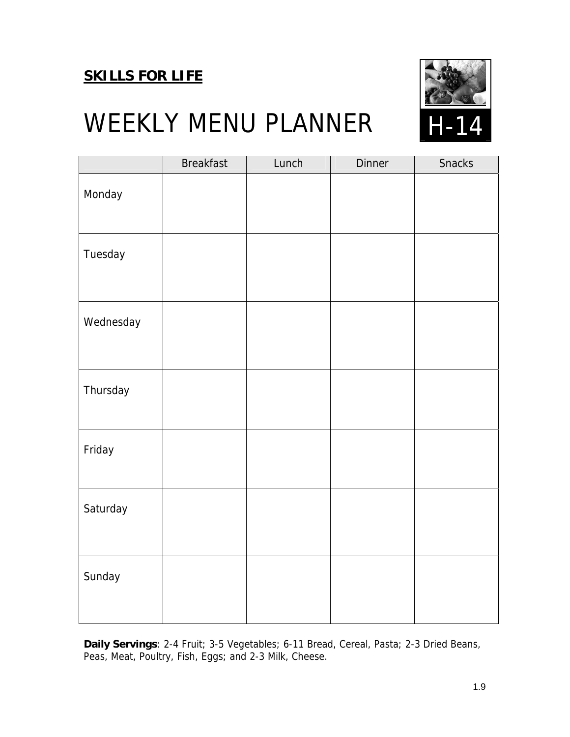**SKILLS FOR LIFE**

# WEEKLY MENU PLANNER

H-14

| | Breakfast | Lunch | Dinner | Snacks |
|---|---|---|---|---|
| Monday | | | | |
| Tuesday | | | | |
| Wednesday | | | | |
| Thursday | | | | |
| Friday | | | | |
| Saturday | | | | |
| Sunday | | | | |

**Daily Servings**: 2-4 Fruit; 3-5 Vegetables; 6-11 Bread, Cereal, Pasta; 2-3 Dried Beans, Peas, Meat, Poultry, Fish, Eggs; and 2-3 Milk, Cheese.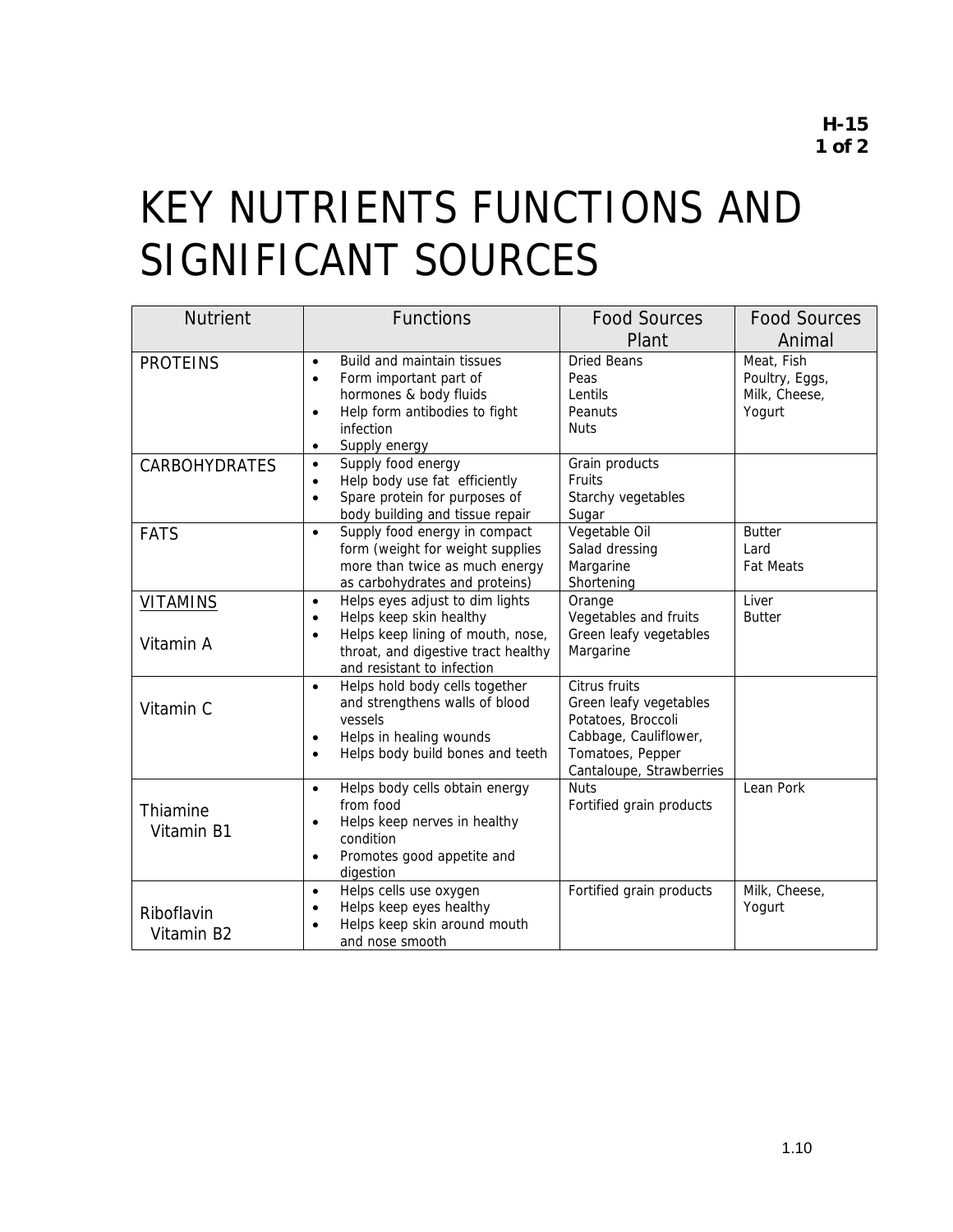# KEY NUTRIENTS FUNCTIONS AND SIGNIFICANT SOURCES

| Nutrient | Functions | Food Sources Plant | Food Sources Animal |
|---|---|---|---|
| PROTEINS | • Build and maintain tissues<br>• Form important part of hormones & body fluids<br>• Help form antibodies to fight infection<br>• Supply energy | Dried Beans<br>Peas<br>Lentils<br>Peanuts<br>Nuts | Meat, Fish<br>Poultry, Eggs,<br>Milk, Cheese,<br>Yogurt |
| CARBOHYDRATES | • Supply food energy<br>• Help body use fat efficiently<br>• Spare protein for purposes of body building and tissue repair | Grain products<br>Fruits<br>Starchy vegetables<br>Sugar | |
| FATS | • Supply food energy in compact form (weight for weight supplies more than twice as much energy as carbohydrates and proteins) | Vegetable Oil<br>Salad dressing<br>Margarine<br>Shortening | Butter<br>Lard<br>Fat Meats |
| VITAMINS<br><br>Vitamin A | • Helps eyes adjust to dim lights<br>• Helps keep skin healthy<br>• Helps keep lining of mouth, nose, throat, and digestive tract healthy and resistant to infection | Orange<br>Vegetables and fruits<br>Green leafy vegetables<br>Margarine | Liver<br>Butter |
| Vitamin C | • Helps hold body cells together and strengthens walls of blood vessels<br>• Helps in healing wounds<br>• Helps body build bones and teeth | Citrus fruits<br>Green leafy vegetables<br>Potatoes, Broccoli<br>Cabbage, Cauliflower,<br>Tomatoes, Pepper<br>Cantaloupe, Strawberries | |
| Thiamine<br>Vitamin B1 | • Helps body cells obtain energy from food<br>• Helps keep nerves in healthy condition<br>• Promotes good appetite and digestion | Nuts<br>Fortified grain products | Lean Pork |
| Riboflavin<br>Vitamin B2 | • Helps cells use oxygen<br>• Helps keep eyes healthy<br>• Helps keep skin around mouth and nose smooth | Fortified grain products | Milk, Cheese,<br>Yogurt |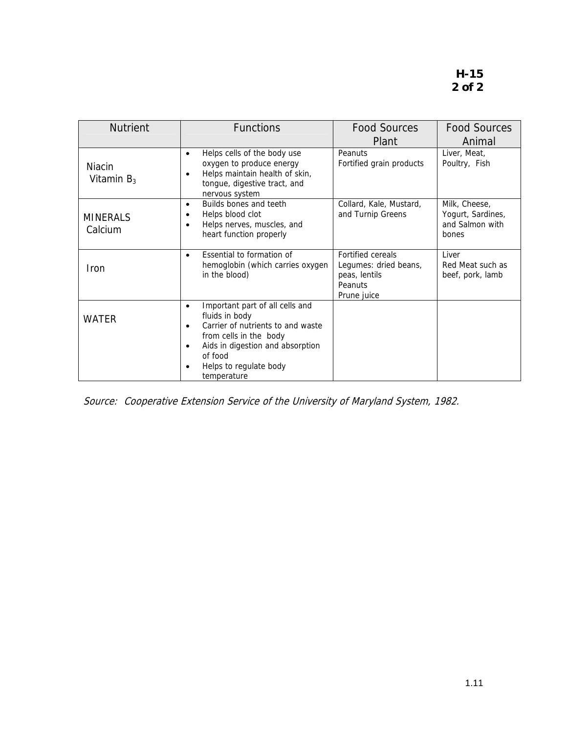| Nutrient | Functions | Food Sources Plant | Food Sources Animal |
|---|---|---|---|
| Niacin Vitamin $B_3$ | • Helps cells of the body use oxygen to produce energy<br>• Helps maintain health of skin, tongue, digestive tract, and nervous system | Peanuts<br>Fortified grain products | Liver, Meat, Poultry, Fish |
| MINERALS Calcium | • Builds bones and teeth<br>• Helps blood clot<br>• Helps nerves, muscles, and heart function properly | Collard, Kale, Mustard, and Turnip Greens | Milk, Cheese, Yogurt, Sardines, and Salmon with bones |
| Iron | • Essential to formation of hemoglobin (which carries oxygen in the blood) | Fortified cereals<br>Legumes: dried beans, peas, lentils<br>Peanuts<br>Prune juice | Liver<br>Red Meat such as beef, pork, lamb |
| WATER | • Important part of all cells and fluids in body<br>• Carrier of nutrients to and waste from cells in the body<br>• Aids in digestion and absorption of food<br>• Helps to regulate body temperature | | |

*Source: Cooperative Extension Service of the University of Maryland System, 1982.*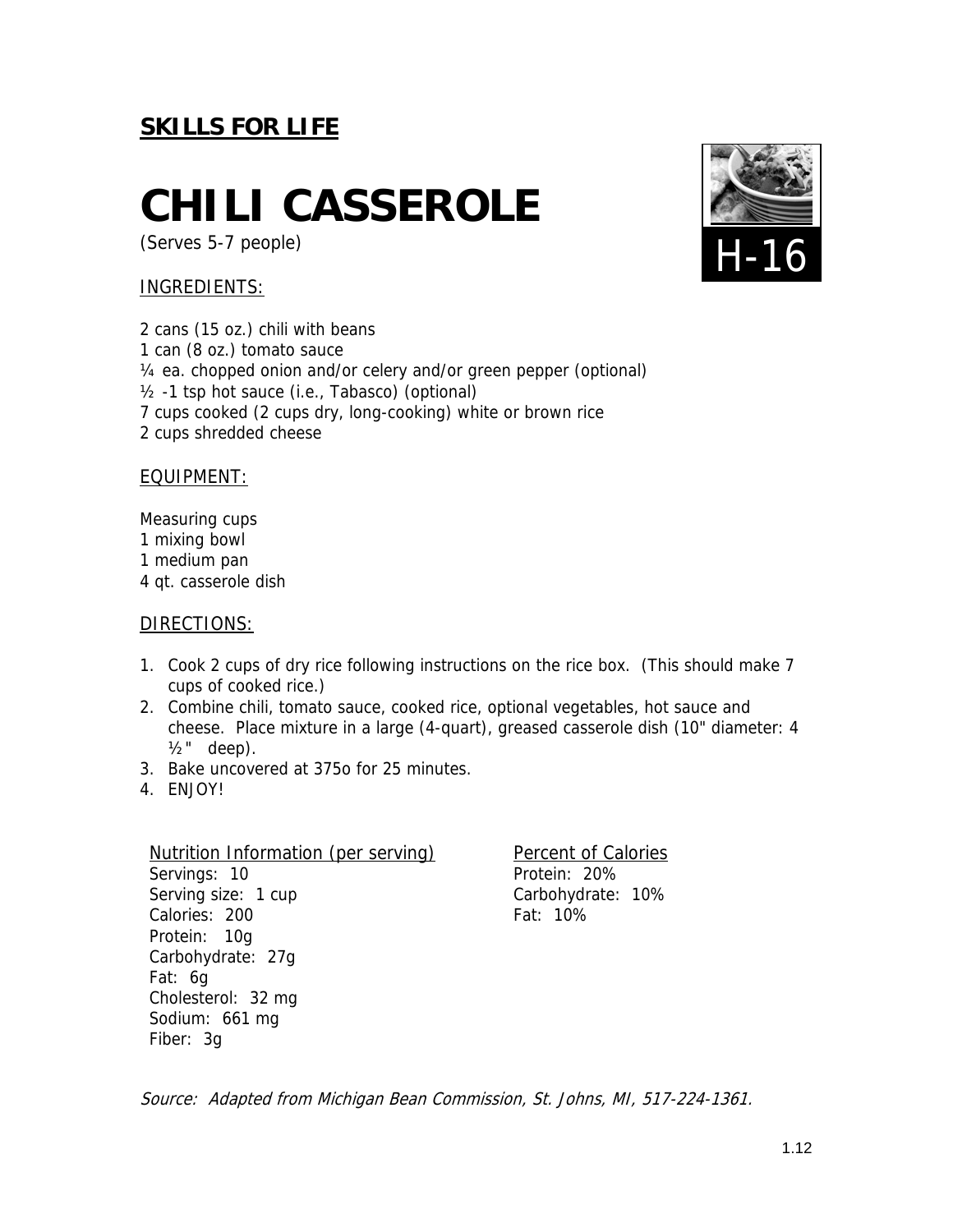**SKILLS FOR LIFE**

# CHILI CASSEROLE

(Serves 5-7 people)

H-16

INGREDIENTS:

2 cans (15 oz.) chili with beans
1 can (8 oz.) tomato sauce
¼ ea. chopped onion and/or celery and/or green pepper (optional)
½ -1 tsp hot sauce (i.e., Tabasco) (optional)
7 cups cooked (2 cups dry, long-cooking) white or brown rice
2 cups shredded cheese

EQUIPMENT:

Measuring cups
1 mixing bowl
1 medium pan
4 qt. casserole dish

DIRECTIONS:

1. Cook 2 cups of dry rice following instructions on the rice box. (This should make 7 cups of cooked rice.)
2. Combine chili, tomato sauce, cooked rice, optional vegetables, hot sauce and cheese. Place mixture in a large (4-quart), greased casserole dish (10" diameter: 4 ½" deep).
3. Bake uncovered at 375o for 25 minutes.
4. ENJOY!

Nutrition Information (per serving)
Servings: 10
Serving size: 1 cup
Calories: 200
Protein: 10g
Carbohydrate: 27g
Fat: 6g
Cholesterol: 32 mg
Sodium: 661 mg
Fiber: 3g

Percent of Calories
Protein: 20%
Carbohydrate: 10%
Fat: 10%

*Source: Adapted from Michigan Bean Commission, St. Johns, MI, 517-224-1361.*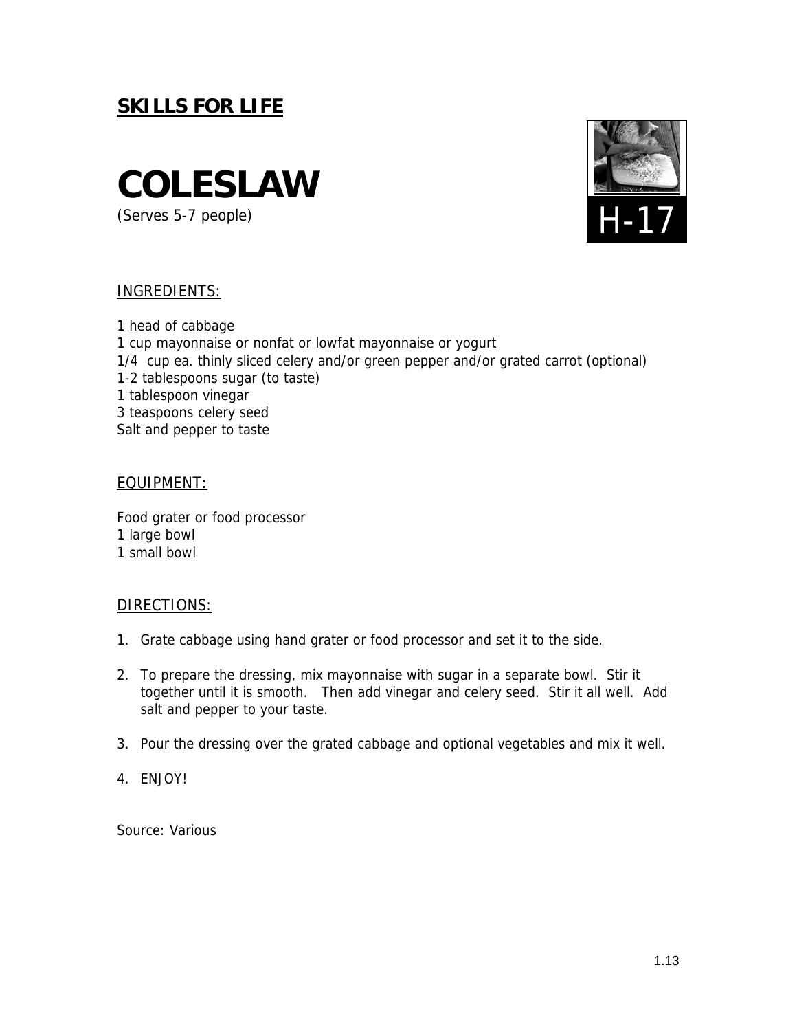**SKILLS FOR LIFE**

# COLESLAW

(Serves 5-7 people)

H-17

INGREDIENTS:

1 head of cabbage
1 cup mayonnaise or nonfat or lowfat mayonnaise or yogurt
1/4 cup ea. thinly sliced celery and/or green pepper and/or grated carrot (optional)
1-2 tablespoons sugar (to taste)
1 tablespoon vinegar
3 teaspoons celery seed
Salt and pepper to taste

EQUIPMENT:

Food grater or food processor
1 large bowl
1 small bowl

DIRECTIONS:

1. Grate cabbage using hand grater or food processor and set it to the side.

2. To prepare the dressing, mix mayonnaise with sugar in a separate bowl. Stir it together until it is smooth. Then add vinegar and celery seed. Stir it all well. Add salt and pepper to your taste.

3. Pour the dressing over the grated cabbage and optional vegetables and mix it well.

4. ENJOY!

Source: Various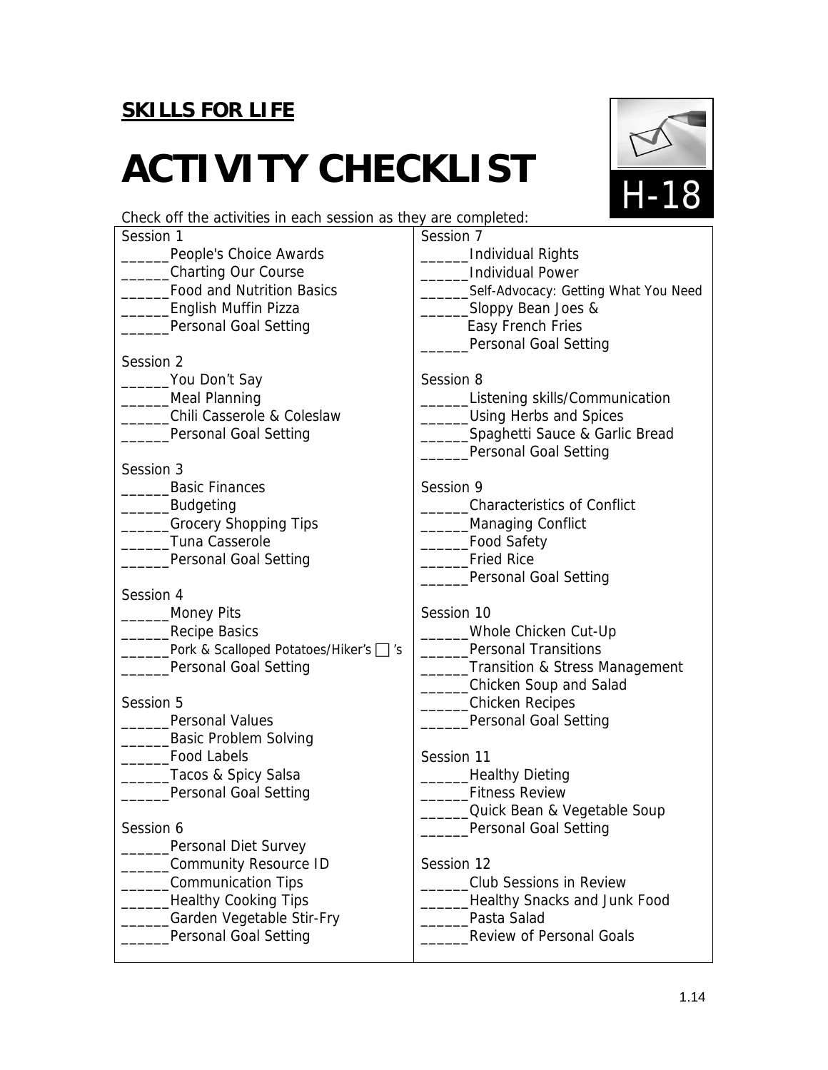**SKILLS FOR LIFE**

# ACTIVITY CHECKLIST

H-18

Check off the activities in each session as they are completed:

Session 1
______People's Choice Awards
______Charting Our Course
______Food and Nutrition Basics
______English Muffin Pizza
______Personal Goal Setting

Session 2
______You Don't Say
______Meal Planning
______Chili Casserole & Coleslaw
______Personal Goal Setting

Session 3
______Basic Finances
______Budgeting
______Grocery Shopping Tips
______Tuna Casserole
______Personal Goal Setting

Session 4
______Money Pits
______Recipe Basics
______Pork & Scalloped Potatoes/Hiker's □ 's
______Personal Goal Setting

Session 5
______Personal Values
______Basic Problem Solving
______Food Labels
______Tacos & Spicy Salsa
______Personal Goal Setting

Session 6
______Personal Diet Survey
______Community Resource ID
______Communication Tips
______Healthy Cooking Tips
______Garden Vegetable Stir-Fry
______Personal Goal Setting

Session 7
______Individual Rights
______Individual Power
______Self-Advocacy: Getting What You Need
______Sloppy Bean Joes & Easy French Fries
______Personal Goal Setting

Session 8
______Listening skills/Communication
______Using Herbs and Spices
______Spaghetti Sauce & Garlic Bread
______Personal Goal Setting

Session 9
______Characteristics of Conflict
______Managing Conflict
______Food Safety
______Fried Rice
______Personal Goal Setting

Session 10
______Whole Chicken Cut-Up
______Personal Transitions
______Transition & Stress Management
______Chicken Soup and Salad
______Chicken Recipes
______Personal Goal Setting

Session 11
______Healthy Dieting
______Fitness Review
______Quick Bean & Vegetable Soup
______Personal Goal Setting

Session 12
______Club Sessions in Review
______Healthy Snacks and Junk Food
______Pasta Salad
______Review of Personal Goals